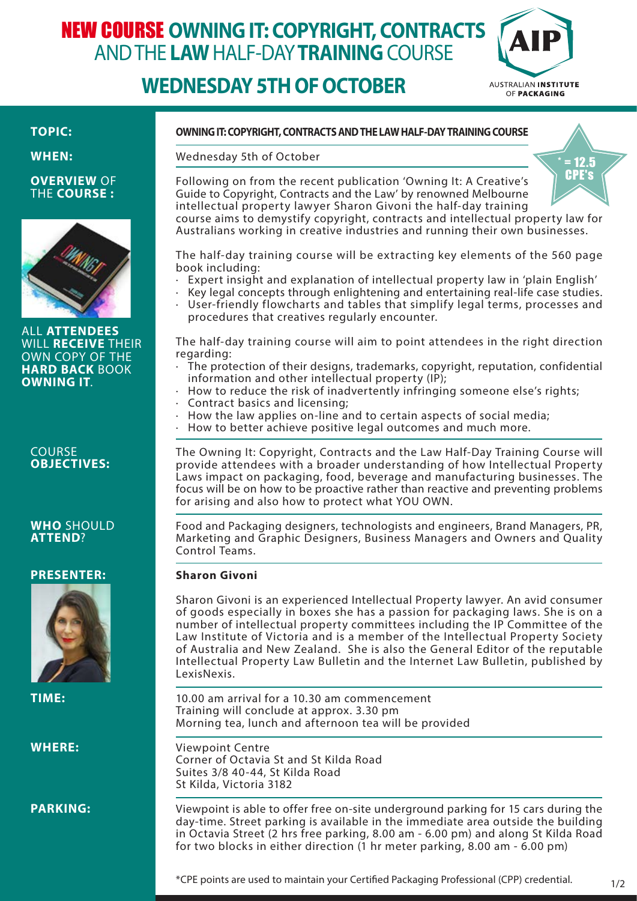# NEW COURSE OWNING IT: COPYRIGHT, CONTRACTS AND THE LAW HALF-DAY TRAINING COURSE

## WEDNESDAY 5TH OF OCTOBER

AUSTRALIAN INSTITUTE OF PACKAGING

**TOPIC:** **OWNING IT: COPYRIGHT, CONTRACTS AND THE LAW HALF-DAY TRAINING COURSE**

**WHEN:** Wednesday 5th of October

\* = 12.5 CPE's

**OVERVIEW OF THE COURSE :**

Following on from the recent publication 'Owning It: A Creative's Guide to Copyright, Contracts and the Law' by renowned Melbourne intellectual property lawyer Sharon Givoni the half-day training course aims to demystify copyright, contracts and intellectual property law for Australians working in creative industries and running their own businesses.

The half-day training course will be extracting key elements of the 560 page book including:

- Expert insight and explanation of intellectual property law in 'plain English'
- Key legal concepts through enlightening and entertaining real-life case studies.
- User-friendly flowcharts and tables that simplify legal terms, processes and procedures that creatives regularly encounter.

The half-day training course will aim to point attendees in the right direction regarding:

- The protection of their designs, trademarks, copyright, reputation, confidential information and other intellectual property (IP);
- How to reduce the risk of inadvertently infringing someone else's rights;
- Contract basics and licensing;
- How the law applies on-line and to certain aspects of social media;
- How to better achieve positive legal outcomes and much more.

ALL **ATTENDEES** WILL **RECEIVE** THEIR OWN COPY OF THE **HARD BACK** BOOK **OWNING IT**.

**COURSE OBJECTIVES:**

The Owning It: Copyright, Contracts and the Law Half-Day Training Course will provide attendees with a broader understanding of how Intellectual Property Laws impact on packaging, food, beverage and manufacturing businesses. The focus will be on how to be proactive rather than reactive and preventing problems for arising and also how to protect what YOU OWN.

**WHO SHOULD ATTEND?**

Food and Packaging designers, technologists and engineers, Brand Managers, PR, Marketing and Graphic Designers, Business Managers and Owners and Quality Control Teams.

**PRESENTER:** **Sharon Givoni**

Sharon Givoni is an experienced Intellectual Property lawyer. An avid consumer of goods especially in boxes she has a passion for packaging laws. She is on a number of intellectual property committees including the IP Committee of the Law Institute of Victoria and is a member of the Intellectual Property Society of Australia and New Zealand. She is also the General Editor of the reputable Intellectual Property Law Bulletin and the Internet Law Bulletin, published by LexisNexis.

**TIME:**

10.00 am arrival for a 10.30 am commencement
Training will conclude at approx. 3.30 pm
Morning tea, lunch and afternoon tea will be provided

**WHERE:**

Viewpoint Centre
Corner of Octavia St and St Kilda Road
Suites 3/8 40-44, St Kilda Road
St Kilda, Victoria 3182

**PARKING:**

Viewpoint is able to offer free on-site underground parking for 15 cars during the day-time. Street parking is available in the immediate area outside the building in Octavia Street (2 hrs free parking, 8.00 am - 6.00 pm) and along St Kilda Road for two blocks in either direction (1 hr meter parking, 8.00 am - 6.00 pm)

\*CPE points are used to maintain your Certified Packaging Professional (CPP) credential.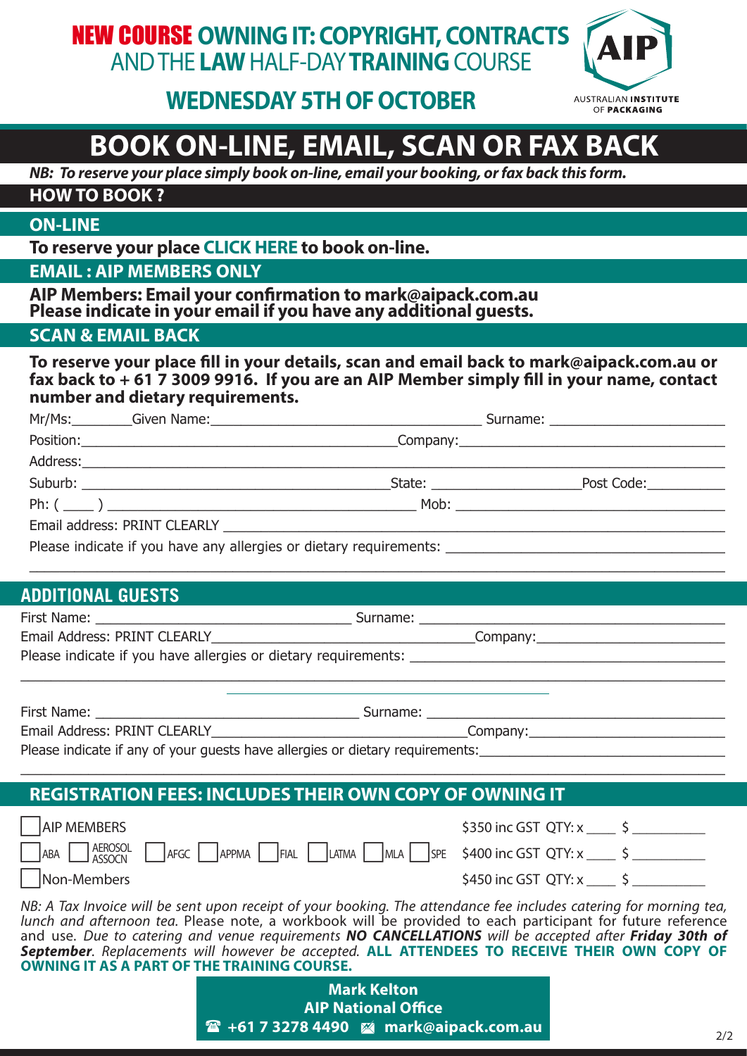# NEW COURSE OWNING IT: COPYRIGHT, CONTRACTS AND THE LAW HALF-DAY TRAINING COURSE

AIP AUSTRALIAN INSTITUTE OF PACKAGING

## WEDNESDAY 5TH OF OCTOBER

# BOOK ON-LINE, EMAIL, SCAN OR FAX BACK

***NB: To reserve your place simply book on-line, email your booking, or fax back this form.***

## HOW TO BOOK ?

### ON-LINE

**To reserve your place CLICK HERE to book on-line.**

### EMAIL : AIP MEMBERS ONLY

**AIP Members: Email your confirmation to mark@aipack.com.au**
**Please indicate in your email if you have any additional guests.**

### SCAN & EMAIL BACK

**To reserve your place fill in your details, scan and email back to mark@aipack.com.au or fax back to + 61 7 3009 9916. If you are an AIP Member simply fill in your name, contact number and dietary requirements.**

Mr/Ms:________Given Name:___________________________________ Surname: ______________________

Position:________________________________________Company:_________________________________

Address:______________________________________________________________________________

Suburb: ________________________________________State: __________________Post Code:__________

Ph: ( ____ ) ________________________________________ Mob: __________________________________

Email address: PRINT CLEARLY ____________________________________________________________

Please indicate if you have any allergies or dietary requirements: ________________________________

______________________________________________________________________________________

## ADDITIONAL GUESTS

First Name: _________________________________ Surname: ______________________________________

Email Address: PRINT CLEARLY__________________________________Company:______________________

Please indicate if you have allergies or dietary requirements: _____________________________________

______________________________________________________________________________________

First Name: _________________________________ Surname: ______________________________________

Email Address: PRINT CLEARLY________________________________Company:________________________

Please indicate if any of your guests have allergies or dietary requirements:____________________________

______________________________________________________________________________________

## REGISTRATION FEES: INCLUDES THEIR OWN COPY OF OWNING IT

| | |
|---|---|
| ☐ AIP MEMBERS | \$350 inc GST QTY: x ____ \$ _________ |
| ☐ ABA ☐ AEROSOL ASSOCN ☐ AFGC ☐ APPMA ☐ FIAL ☐ LATMA ☐ MLA ☐ SPE | \$400 inc GST QTY: x ____ \$ _________ |
| ☐ Non-Members | \$450 inc GST QTY: x ____ \$ _________ |

*NB: A Tax Invoice will be sent upon receipt of your booking. The attendance fee includes catering for morning tea, lunch and afternoon tea.* Please note, a workbook will be provided to each participant for future reference and use. *Due to catering and venue requirements **NO CANCELLATIONS** will be accepted after **Friday 30th of September**. Replacements will however be accepted.* **ALL ATTENDEES TO RECEIVE THEIR OWN COPY OF OWNING IT AS A PART OF THE TRAINING COURSE.**

**Mark Kelton**
**AIP National Office**
**☎ +61 7 3278 4490 ✉ mark@aipack.com.au**